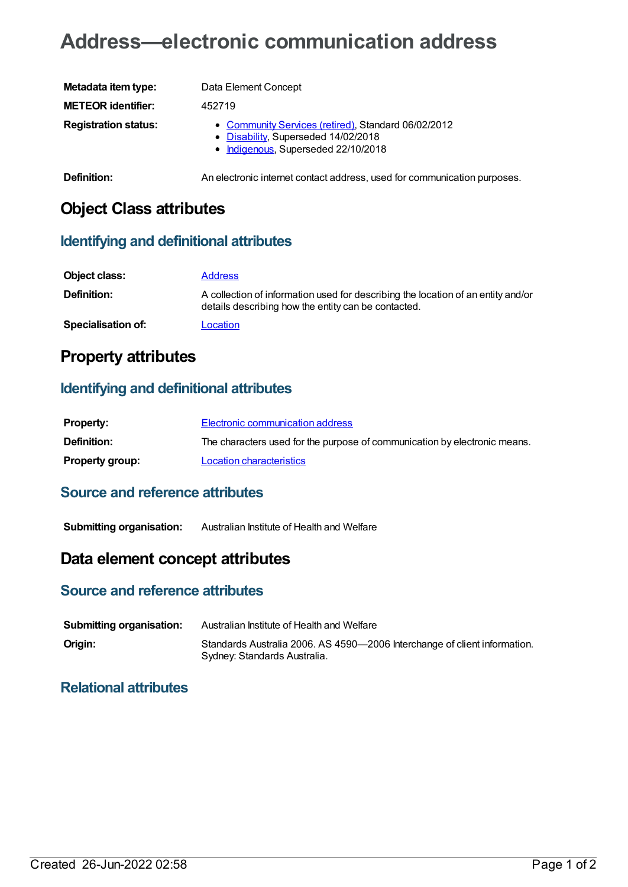# Address—electronic communication address

| | |
|---|---|
| **Metadata item type:** | Data Element Concept |
| **METEOR identifier:** | 452719 |
| **Registration status:** | • Community Services (retired), Standard 06/02/2012<br>• Disability, Superseded 14/02/2018<br>• Indigenous, Superseded 22/10/2018 |
| **Definition:** | An electronic internet contact address, used for communication purposes. |

## Object Class attributes

### Identifying and definitional attributes

| | |
|---|---|
| **Object class:** | Address |
| **Definition:** | A collection of information used for describing the location of an entity and/or details describing how the entity can be contacted. |
| **Specialisation of:** | Location |

## Property attributes

### Identifying and definitional attributes

| | |
|---|---|
| **Property:** | Electronic communication address |
| **Definition:** | The characters used for the purpose of communication by electronic means. |
| **Property group:** | Location characteristics |

### Source and reference attributes

| | |
|---|---|
| **Submitting organisation:** | Australian Institute of Health and Welfare |

## Data element concept attributes

### Source and reference attributes

| | |
|---|---|
| **Submitting organisation:** | Australian Institute of Health and Welfare |
| **Origin:** | Standards Australia 2006. AS 4590—2006 Interchange of client information. Sydney: Standards Australia. |

### Relational attributes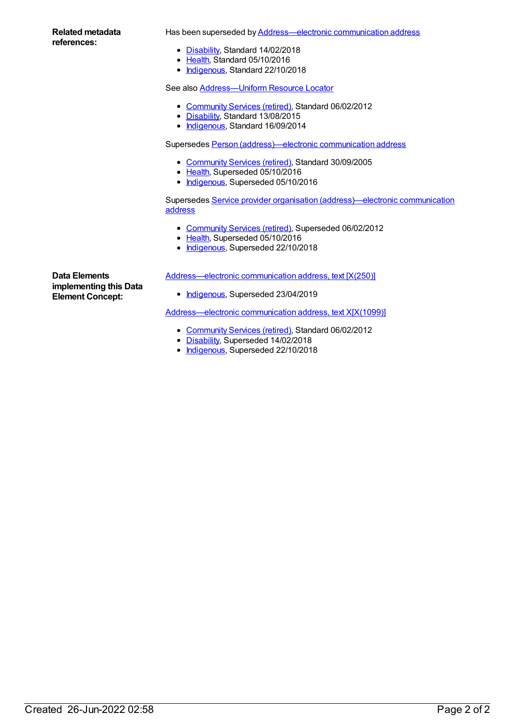**Related metadata references:**

Has been superseded by Address—electronic communication address

- Disability, Standard 14/02/2018
- Health, Standard 05/10/2016
- Indigenous, Standard 22/10/2018

See also Address—Uniform Resource Locator

- Community Services (retired), Standard 06/02/2012
- Disability, Standard 13/08/2015
- Indigenous, Standard 16/09/2014

Supersedes Person (address)—electronic communication address

- Community Services (retired), Standard 30/09/2005
- Health, Superseded 05/10/2016
- Indigenous, Superseded 05/10/2016

Supersedes Service provider organisation (address)—electronic communication address

- Community Services (retired), Superseded 06/02/2012
- Health, Superseded 05/10/2016
- Indigenous, Superseded 22/10/2018

**Data Elements implementing this Data Element Concept:**

Address—electronic communication address, text [X(250)]

- Indigenous, Superseded 23/04/2019

Address—electronic communication address, text X[X(1099)]

- Community Services (retired), Standard 06/02/2012
- Disability, Superseded 14/02/2018
- Indigenous, Superseded 22/10/2018